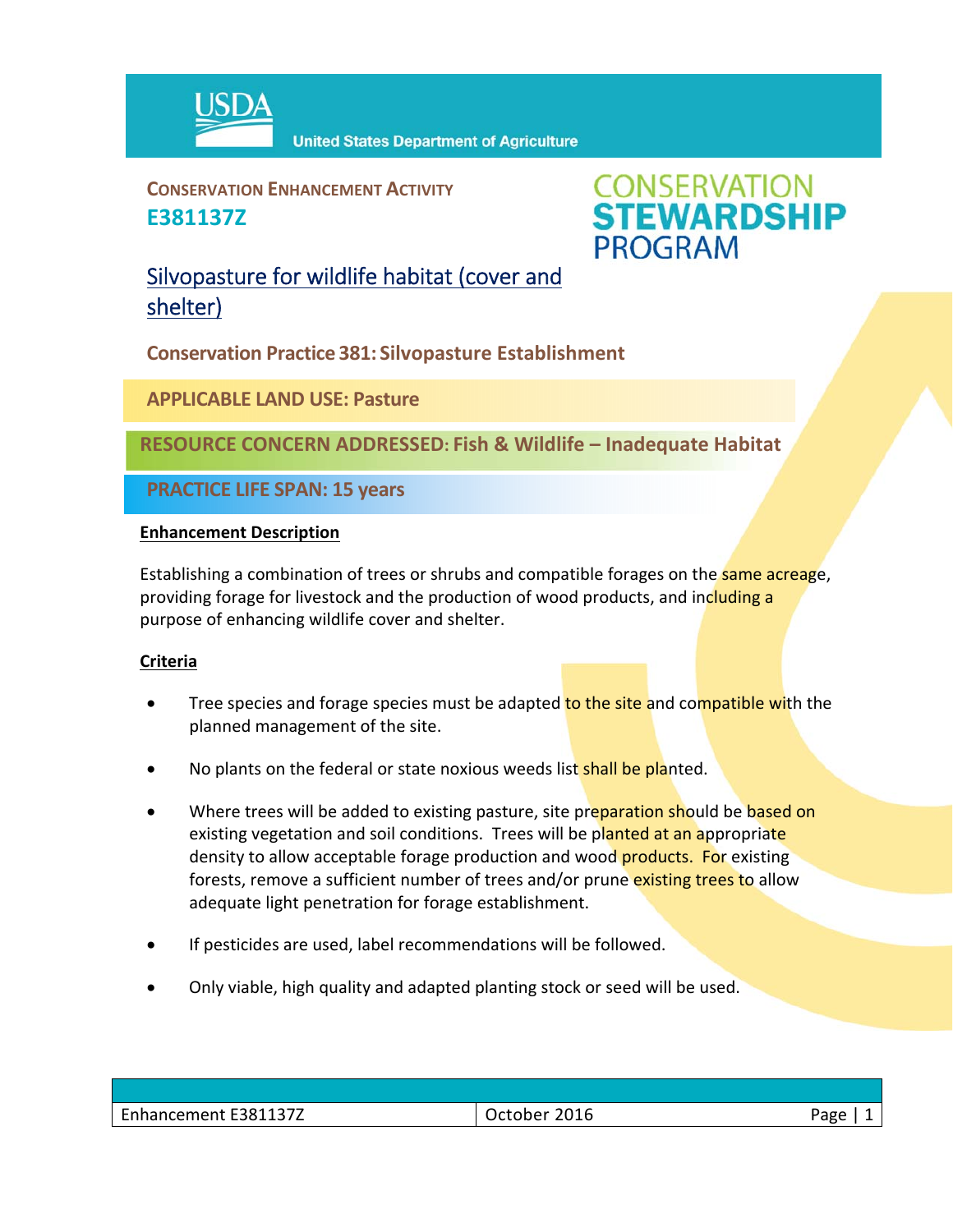USDA United States Department of Agriculture

**CONSERVATION ENHANCEMENT ACTIVITY**
**E381137Z**

CONSERVATION STEWARDSHIP PROGRAM

# Silvopasture for wildlife habitat (cover and shelter)

**Conservation Practice 381: Silvopasture Establishment**

**APPLICABLE LAND USE: Pasture**

**RESOURCE CONCERN ADDRESSED: Fish & Wildlife – Inadequate Habitat**

**PRACTICE LIFE SPAN: 15 years**

## Enhancement Description

Establishing a combination of trees or shrubs and compatible forages on the same acreage, providing forage for livestock and the production of wood products, and including a purpose of enhancing wildlife cover and shelter.

## Criteria

- Tree species and forage species must be adapted to the site and compatible with the planned management of the site.
- No plants on the federal or state noxious weeds list shall be planted.
- Where trees will be added to existing pasture, site preparation should be based on existing vegetation and soil conditions. Trees will be planted at an appropriate density to allow acceptable forage production and wood products. For existing forests, remove a sufficient number of trees and/or prune existing trees to allow adequate light penetration for forage establishment.
- If pesticides are used, label recommendations will be followed.
- Only viable, high quality and adapted planting stock or seed will be used.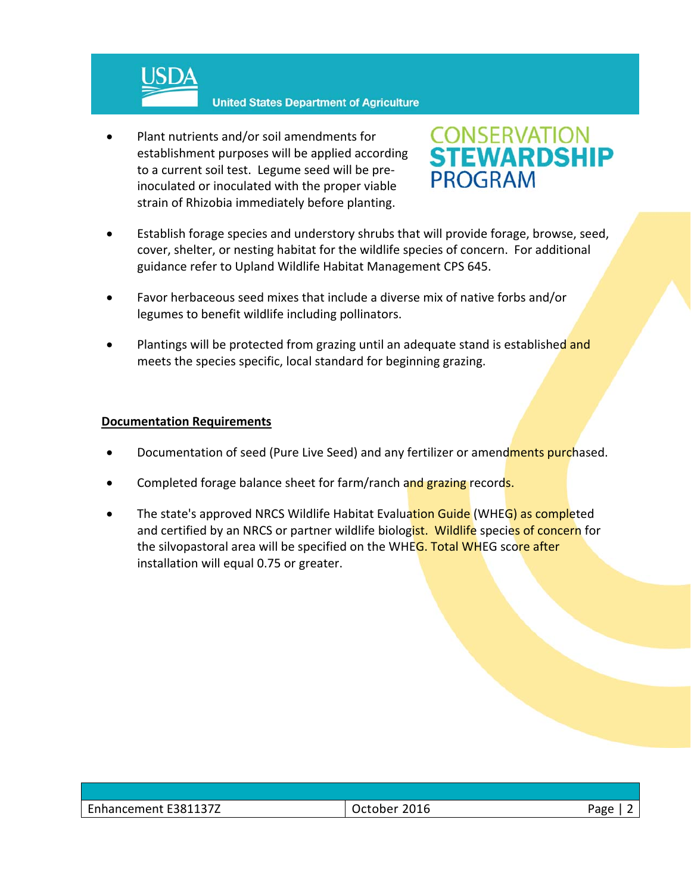- Plant nutrients and/or soil amendments for establishment purposes will be applied according to a current soil test. Legume seed will be pre-inoculated or inoculated with the proper viable strain of Rhizobia immediately before planting.

- Establish forage species and understory shrubs that will provide forage, browse, seed, cover, shelter, or nesting habitat for the wildlife species of concern. For additional guidance refer to Upland Wildlife Habitat Management CPS 645.

- Favor herbaceous seed mixes that include a diverse mix of native forbs and/or legumes to benefit wildlife including pollinators.

- Plantings will be protected from grazing until an adequate stand is established and meets the species specific, local standard for beginning grazing.

**Documentation Requirements**

- Documentation of seed (Pure Live Seed) and any fertilizer or amendments purchased.

- Completed forage balance sheet for farm/ranch and grazing records.

- The state's approved NRCS Wildlife Habitat Evaluation Guide (WHEG) as completed and certified by an NRCS or partner wildlife biologist. Wildlife species of concern for the silvopastoral area will be specified on the WHEG. Total WHEG score after installation will equal 0.75 or greater.